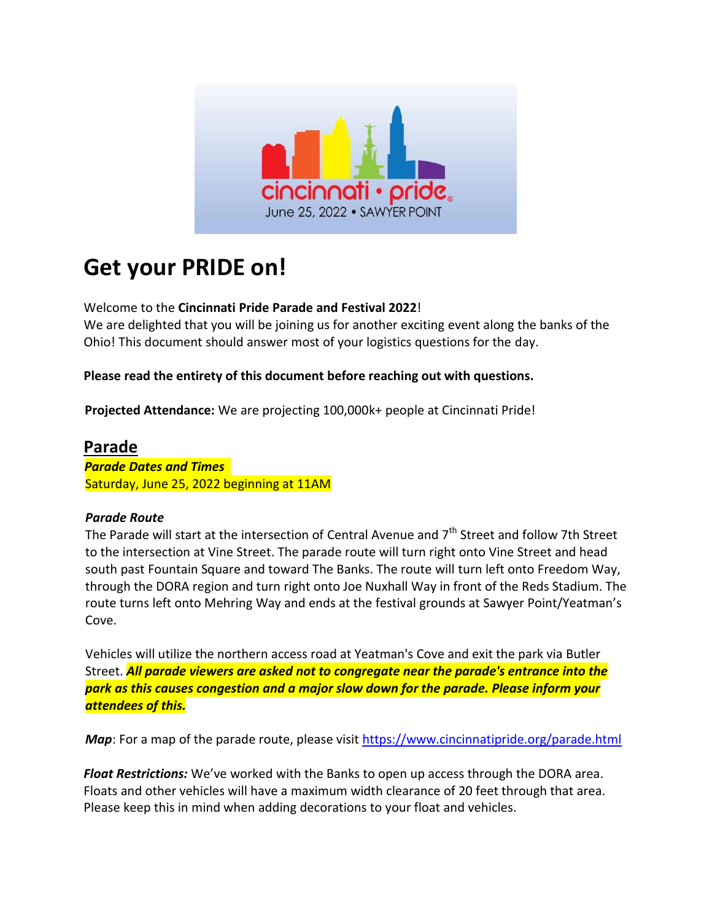cincinnati • pride

June 25, 2022 • SAWYER POINT

# Get your PRIDE on!

Welcome to the **Cincinnati Pride Parade and Festival 2022**!
We are delighted that you will be joining us for another exciting event along the banks of the Ohio! This document should answer most of your logistics questions for the day.

**Please read the entirety of this document before reaching out with questions.**

**Projected Attendance:** We are projecting 100,000k+ people at Cincinnati Pride!

## Parade

***Parade Dates and Times***
Saturday, June 25, 2022 beginning at 11AM

***Parade Route***
The Parade will start at the intersection of Central Avenue and 7th Street and follow 7th Street to the intersection at Vine Street. The parade route will turn right onto Vine Street and head south past Fountain Square and toward The Banks. The route will turn left onto Freedom Way, through the DORA region and turn right onto Joe Nuxhall Way in front of the Reds Stadium. The route turns left onto Mehring Way and ends at the festival grounds at Sawyer Point/Yeatman's Cove.

Vehicles will utilize the northern access road at Yeatman's Cove and exit the park via Butler Street. ***All parade viewers are asked not to congregate near the parade's entrance into the park as this causes congestion and a major slow down for the parade. Please inform your attendees of this.***

***Map***: For a map of the parade route, please visit https://www.cincinnatipride.org/parade.html

***Float Restrictions:*** We've worked with the Banks to open up access through the DORA area. Floats and other vehicles will have a maximum width clearance of 20 feet through that area. Please keep this in mind when adding decorations to your float and vehicles.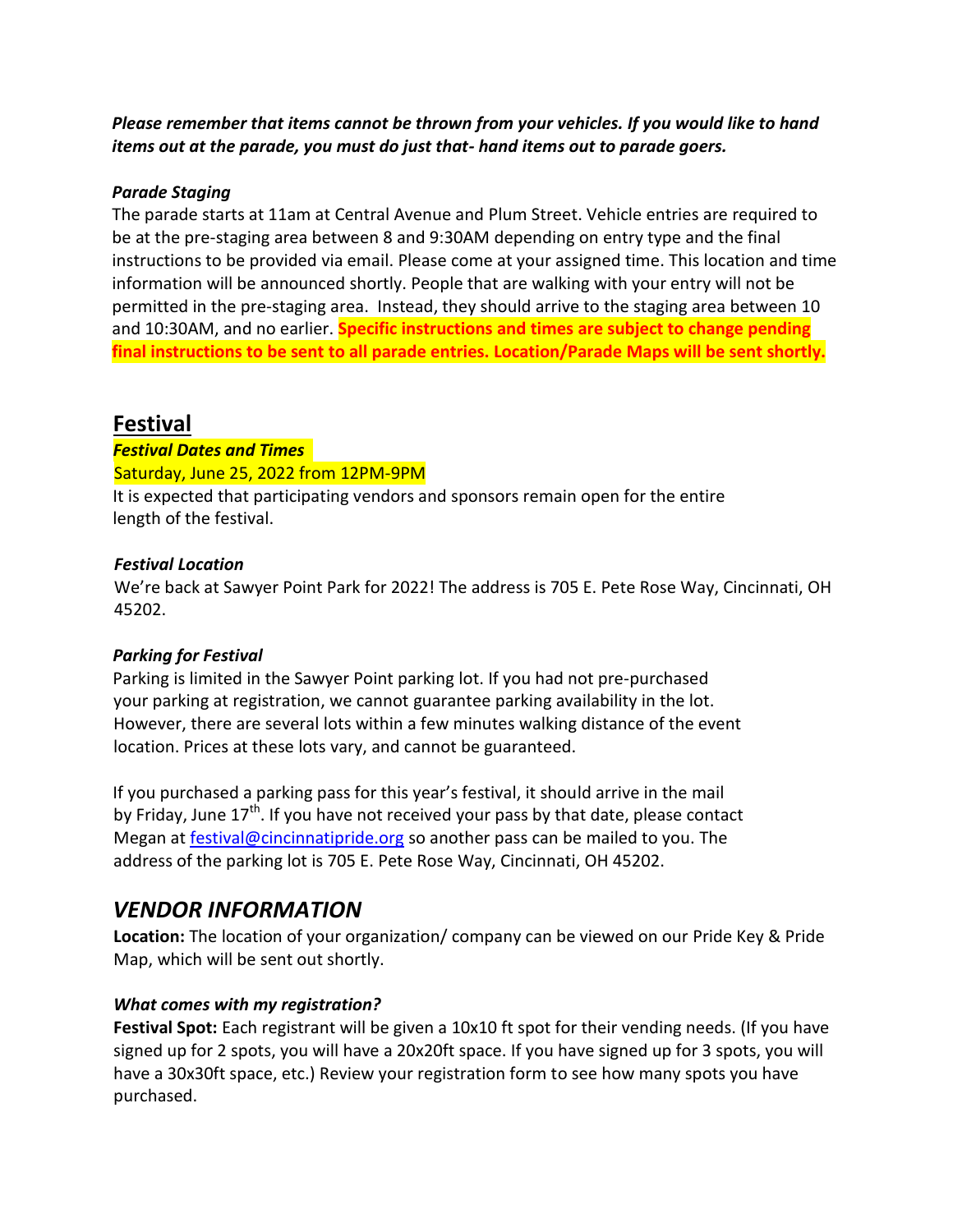***Please remember that items cannot be thrown from your vehicles. If you would like to hand items out at the parade, you must do just that- hand items out to parade goers.***

***Parade Staging***

The parade starts at 11am at Central Avenue and Plum Street. Vehicle entries are required to be at the pre-staging area between 8 and 9:30AM depending on entry type and the final instructions to be provided via email. Please come at your assigned time. This location and time information will be announced shortly. People that are walking with your entry will not be permitted in the pre-staging area. Instead, they should arrive to the staging area between 10 and 10:30AM, and no earlier. **Specific instructions and times are subject to change pending final instructions to be sent to all parade entries. Location/Parade Maps will be sent shortly.**

## Festival

***Festival Dates and Times***

Saturday, June 25, 2022 from 12PM-9PM

It is expected that participating vendors and sponsors remain open for the entire length of the festival.

***Festival Location***

We're back at Sawyer Point Park for 2022! The address is 705 E. Pete Rose Way, Cincinnati, OH 45202.

***Parking for Festival***

Parking is limited in the Sawyer Point parking lot. If you had not pre-purchased your parking at registration, we cannot guarantee parking availability in the lot. However, there are several lots within a few minutes walking distance of the event location. Prices at these lots vary, and cannot be guaranteed.

If you purchased a parking pass for this year's festival, it should arrive in the mail by Friday, June 17th. If you have not received your pass by that date, please contact Megan at festival@cincinnatipride.org so another pass can be mailed to you. The address of the parking lot is 705 E. Pete Rose Way, Cincinnati, OH 45202.

## *VENDOR INFORMATION*

**Location:** The location of your organization/ company can be viewed on our Pride Key & Pride Map, which will be sent out shortly.

***What comes with my registration?***

**Festival Spot:** Each registrant will be given a 10x10 ft spot for their vending needs. (If you have signed up for 2 spots, you will have a 20x20ft space. If you have signed up for 3 spots, you will have a 30x30ft space, etc.) Review your registration form to see how many spots you have purchased.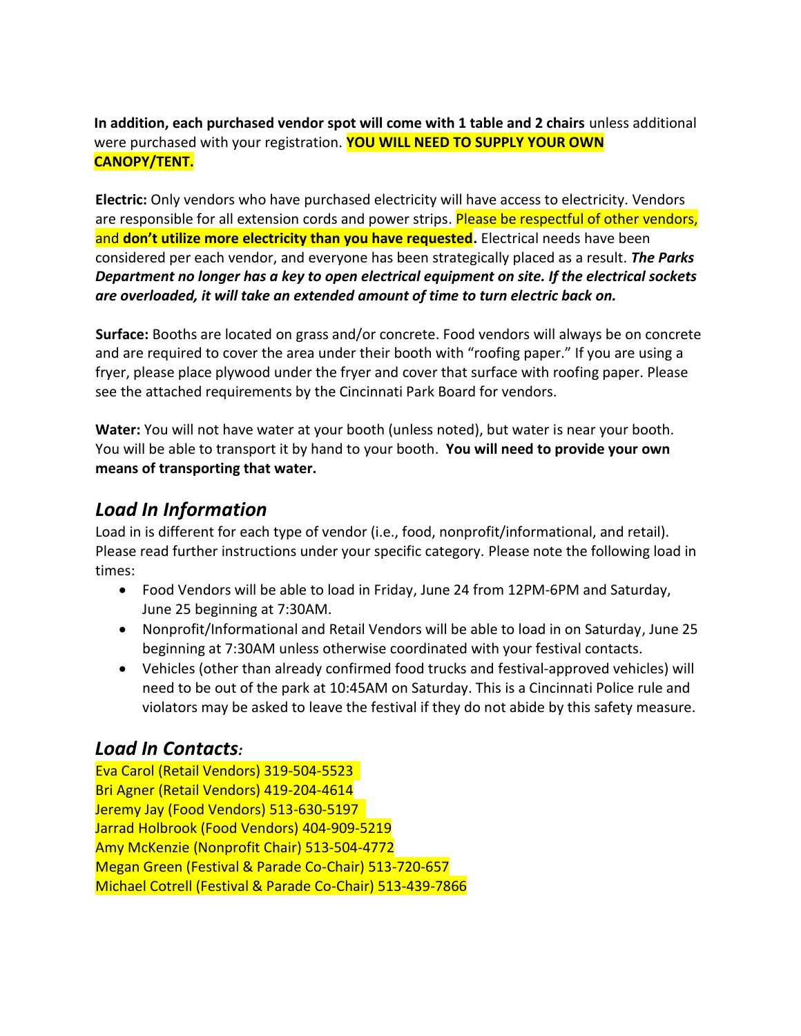**In addition, each purchased vendor spot will come with 1 table and 2 chairs** unless additional were purchased with your registration. **YOU WILL NEED TO SUPPLY YOUR OWN CANOPY/TENT.**

**Electric:** Only vendors who have purchased electricity will have access to electricity. Vendors are responsible for all extension cords and power strips. Please be respectful of other vendors, and **don't utilize more electricity than you have requested.** Electrical needs have been considered per each vendor, and everyone has been strategically placed as a result. ***The Parks Department no longer has a key to open electrical equipment on site. If the electrical sockets are overloaded, it will take an extended amount of time to turn electric back on.***

**Surface:** Booths are located on grass and/or concrete. Food vendors will always be on concrete and are required to cover the area under their booth with "roofing paper." If you are using a fryer, please place plywood under the fryer and cover that surface with roofing paper. Please see the attached requirements by the Cincinnati Park Board for vendors.

**Water:** You will not have water at your booth (unless noted), but water is near your booth. You will be able to transport it by hand to your booth. **You will need to provide your own means of transporting that water.**

## *Load In Information*

Load in is different for each type of vendor (i.e., food, nonprofit/informational, and retail). Please read further instructions under your specific category. Please note the following load in times:

- Food Vendors will be able to load in Friday, June 24 from 12PM-6PM and Saturday, June 25 beginning at 7:30AM.
- Nonprofit/Informational and Retail Vendors will be able to load in on Saturday, June 25 beginning at 7:30AM unless otherwise coordinated with your festival contacts.
- Vehicles (other than already confirmed food trucks and festival-approved vehicles) will need to be out of the park at 10:45AM on Saturday. This is a Cincinnati Police rule and violators may be asked to leave the festival if they do not abide by this safety measure.

## *Load In Contacts:*

Eva Carol (Retail Vendors) 319-504-5523
Bri Agner (Retail Vendors) 419-204-4614
Jeremy Jay (Food Vendors) 513-630-5197
Jarrad Holbrook (Food Vendors) 404-909-5219
Amy McKenzie (Nonprofit Chair) 513-504-4772
Megan Green (Festival & Parade Co-Chair) 513-720-657
Michael Cotrell (Festival & Parade Co-Chair) 513-439-7866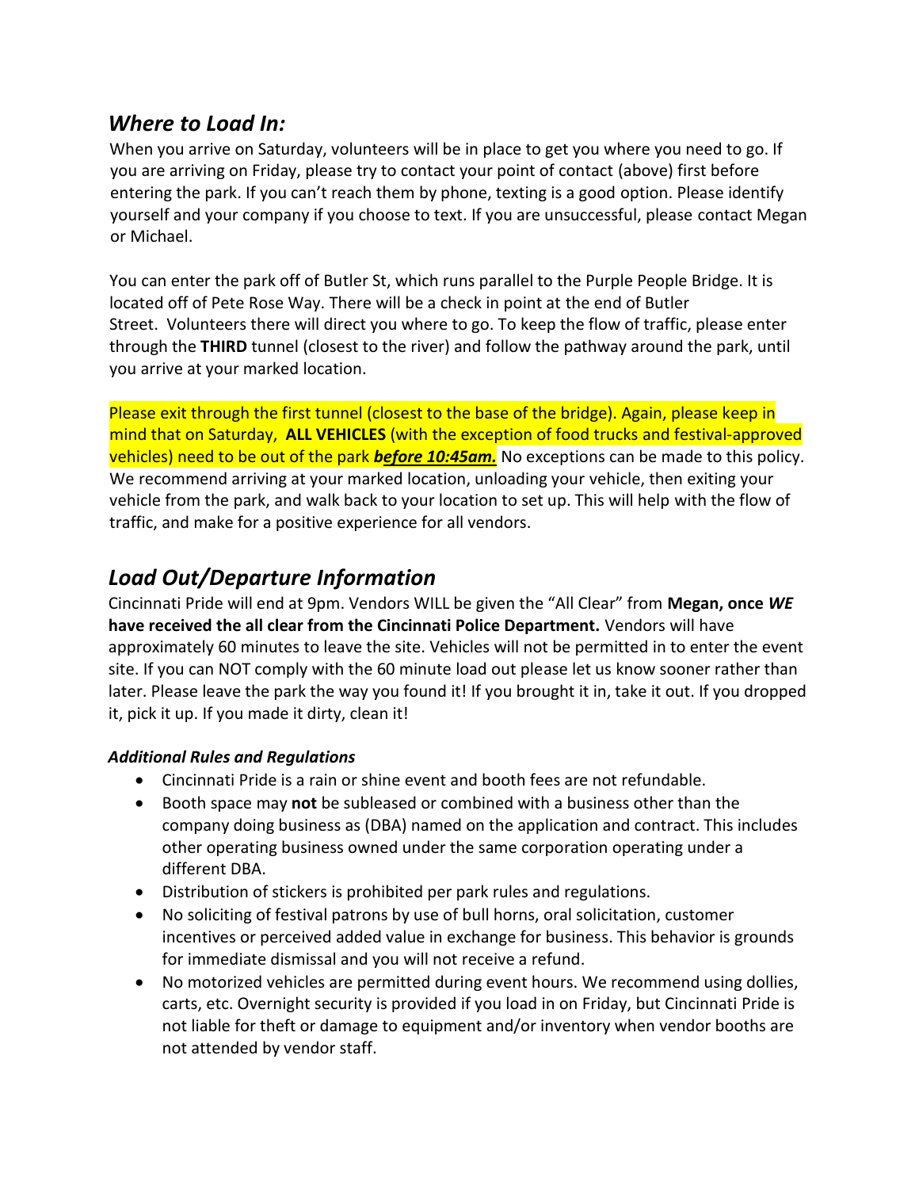## *Where to Load In:*

When you arrive on Saturday, volunteers will be in place to get you where you need to go. If you are arriving on Friday, please try to contact your point of contact (above) first before entering the park. If you can't reach them by phone, texting is a good option. Please identify yourself and your company if you choose to text. If you are unsuccessful, please contact Megan or Michael.

You can enter the park off of Butler St, which runs parallel to the Purple People Bridge. It is located off of Pete Rose Way. There will be a check in point at the end of Butler Street. Volunteers there will direct you where to go. To keep the flow of traffic, please enter through the **THIRD** tunnel (closest to the river) and follow the pathway around the park, until you arrive at your marked location.

Please exit through the first tunnel (closest to the base of the bridge). Again, please keep in mind that on Saturday, **ALL VEHICLES** (with the exception of food trucks and festival-approved vehicles) need to be out of the park ***before 10:45am.*** No exceptions can be made to this policy. We recommend arriving at your marked location, unloading your vehicle, then exiting your vehicle from the park, and walk back to your location to set up. This will help with the flow of traffic, and make for a positive experience for all vendors.

## *Load Out/Departure Information*

Cincinnati Pride will end at 9pm. Vendors WILL be given the "All Clear" from **Megan, once *WE* have received the all clear from the Cincinnati Police Department.** Vendors will have approximately 60 minutes to leave the site. Vehicles will not be permitted in to enter the event site. If you can NOT comply with the 60 minute load out please let us know sooner rather than later. Please leave the park the way you found it! If you brought it in, take it out. If you dropped it, pick it up. If you made it dirty, clean it!

### *Additional Rules and Regulations*

- Cincinnati Pride is a rain or shine event and booth fees are not refundable.
- Booth space may **not** be subleased or combined with a business other than the company doing business as (DBA) named on the application and contract. This includes other operating business owned under the same corporation operating under a different DBA.
- Distribution of stickers is prohibited per park rules and regulations.
- No soliciting of festival patrons by use of bull horns, oral solicitation, customer incentives or perceived added value in exchange for business. This behavior is grounds for immediate dismissal and you will not receive a refund.
- No motorized vehicles are permitted during event hours. We recommend using dollies, carts, etc. Overnight security is provided if you load in on Friday, but Cincinnati Pride is not liable for theft or damage to equipment and/or inventory when vendor booths are not attended by vendor staff.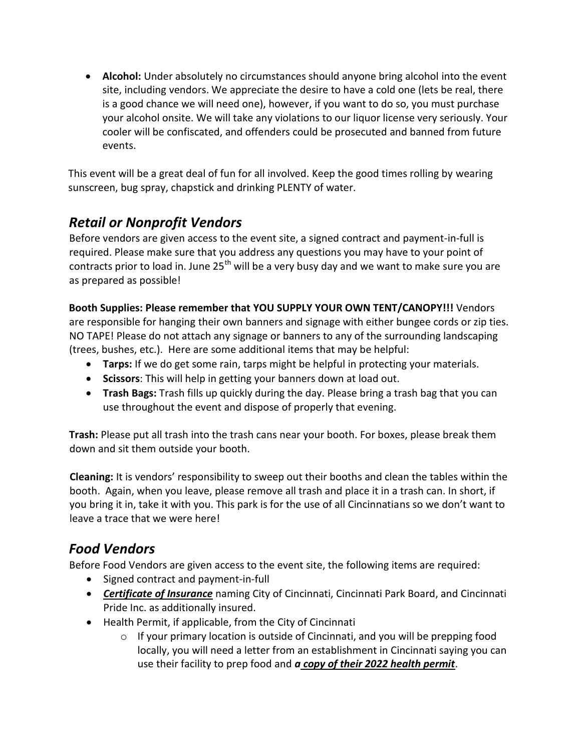- **Alcohol:** Under absolutely no circumstances should anyone bring alcohol into the event site, including vendors. We appreciate the desire to have a cold one (lets be real, there is a good chance we will need one), however, if you want to do so, you must purchase your alcohol onsite. We will take any violations to our liquor license very seriously. Your cooler will be confiscated, and offenders could be prosecuted and banned from future events.

This event will be a great deal of fun for all involved. Keep the good times rolling by wearing sunscreen, bug spray, chapstick and drinking PLENTY of water.

## *Retail or Nonprofit Vendors*

Before vendors are given access to the event site, a signed contract and payment-in-full is required. Please make sure that you address any questions you may have to your point of contracts prior to load in. June 25th will be a very busy day and we want to make sure you are as prepared as possible!

**Booth Supplies: Please remember that YOU SUPPLY YOUR OWN TENT/CANOPY!!!** Vendors are responsible for hanging their own banners and signage with either bungee cords or zip ties. NO TAPE! Please do not attach any signage or banners to any of the surrounding landscaping (trees, bushes, etc.). Here are some additional items that may be helpful:

- **Tarps:** If we do get some rain, tarps might be helpful in protecting your materials.
- **Scissors**: This will help in getting your banners down at load out.
- **Trash Bags:** Trash fills up quickly during the day. Please bring a trash bag that you can use throughout the event and dispose of properly that evening.

**Trash:** Please put all trash into the trash cans near your booth. For boxes, please break them down and sit them outside your booth.

**Cleaning:** It is vendors' responsibility to sweep out their booths and clean the tables within the booth. Again, when you leave, please remove all trash and place it in a trash can. In short, if you bring it in, take it with you. This park is for the use of all Cincinnatians so we don't want to leave a trace that we were here!

## *Food Vendors*

Before Food Vendors are given access to the event site, the following items are required:

- Signed contract and payment-in-full
- ***Certificate of Insurance*** naming City of Cincinnati, Cincinnati Park Board, and Cincinnati Pride Inc. as additionally insured.
- Health Permit, if applicable, from the City of Cincinnati
  - If your primary location is outside of Cincinnati, and you will be prepping food locally, you will need a letter from an establishment in Cincinnati saying you can use their facility to prep food and ***a copy of their 2022 health permit***.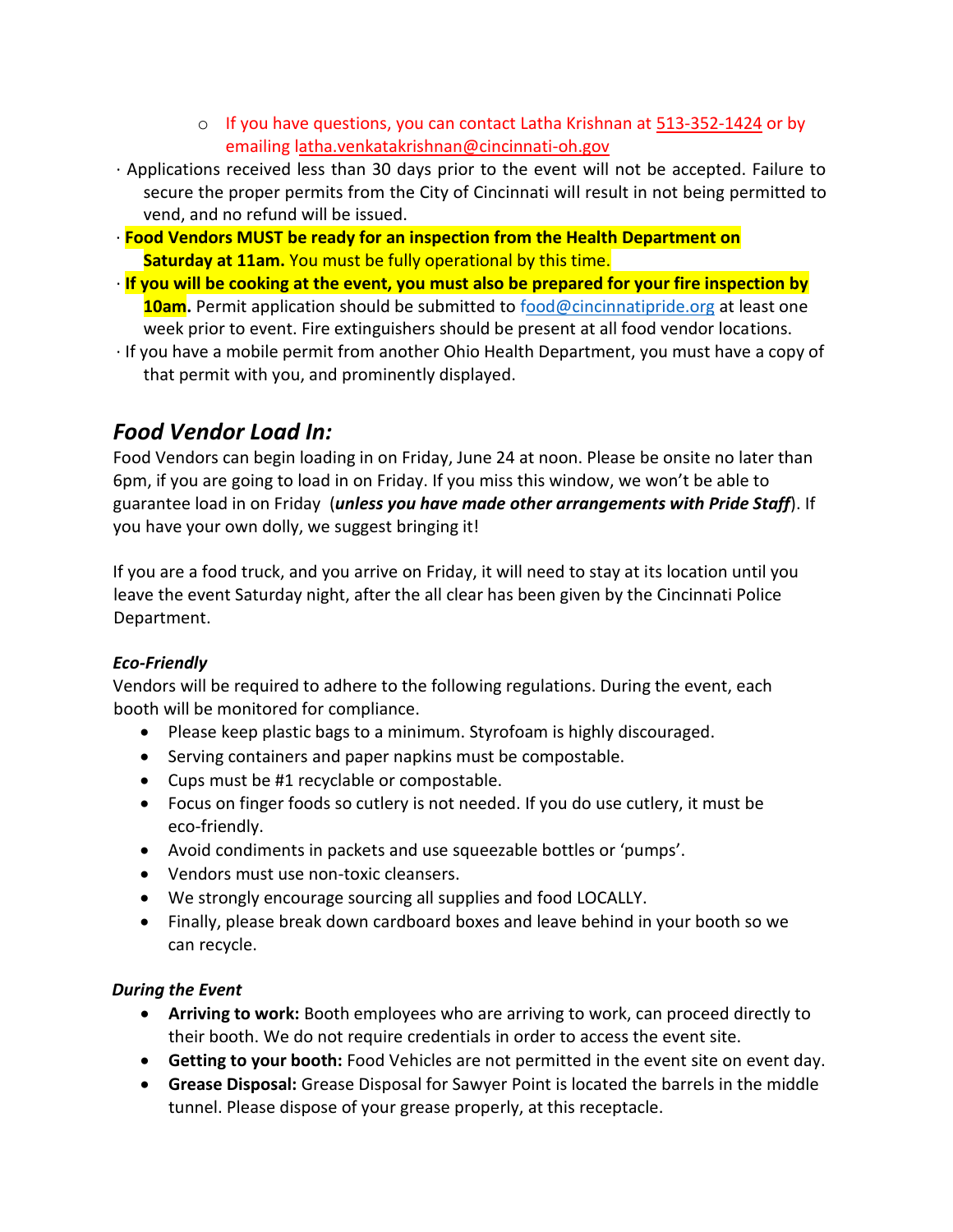- If you have questions, you can contact Latha Krishnan at 513-352-1424 or by emailing latha.venkatakrishnan@cincinnati-oh.gov

· Applications received less than 30 days prior to the event will not be accepted. Failure to secure the proper permits from the City of Cincinnati will result in not being permitted to vend, and no refund will be issued.

· **Food Vendors MUST be ready for an inspection from the Health Department on Saturday at 11am.** You must be fully operational by this time.

· **If you will be cooking at the event, you must also be prepared for your fire inspection by 10am.** Permit application should be submitted to food@cincinnatipride.org at least one week prior to event. Fire extinguishers should be present at all food vendor locations.

· If you have a mobile permit from another Ohio Health Department, you must have a copy of that permit with you, and prominently displayed.

## *Food Vendor Load In:*

Food Vendors can begin loading in on Friday, June 24 at noon. Please be onsite no later than 6pm, if you are going to load in on Friday. If you miss this window, we won't be able to guarantee load in on Friday (***unless you have made other arrangements with Pride Staff***). If you have your own dolly, we suggest bringing it!

If you are a food truck, and you arrive on Friday, it will need to stay at its location until you leave the event Saturday night, after the all clear has been given by the Cincinnati Police Department.

### *Eco-Friendly*

Vendors will be required to adhere to the following regulations. During the event, each booth will be monitored for compliance.

- Please keep plastic bags to a minimum. Styrofoam is highly discouraged.
- Serving containers and paper napkins must be compostable.
- Cups must be #1 recyclable or compostable.
- Focus on finger foods so cutlery is not needed. If you do use cutlery, it must be eco-friendly.
- Avoid condiments in packets and use squeezable bottles or 'pumps'.
- Vendors must use non-toxic cleansers.
- We strongly encourage sourcing all supplies and food LOCALLY.
- Finally, please break down cardboard boxes and leave behind in your booth so we can recycle.

### *During the Event*

- **Arriving to work:** Booth employees who are arriving to work, can proceed directly to their booth. We do not require credentials in order to access the event site.
- **Getting to your booth:** Food Vehicles are not permitted in the event site on event day.
- **Grease Disposal:** Grease Disposal for Sawyer Point is located the barrels in the middle tunnel. Please dispose of your grease properly, at this receptacle.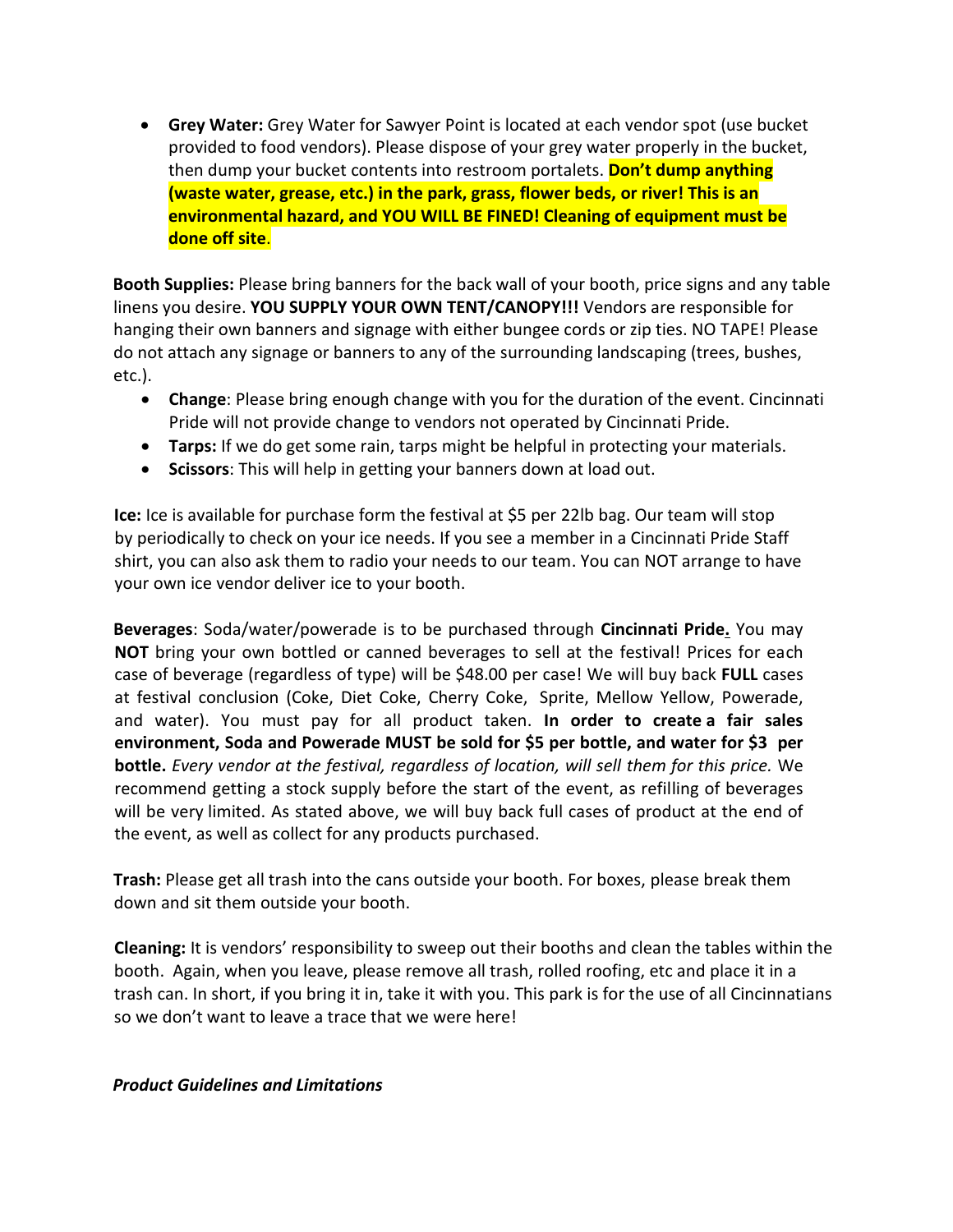- **Grey Water:** Grey Water for Sawyer Point is located at each vendor spot (use bucket provided to food vendors). Please dispose of your grey water properly in the bucket, then dump your bucket contents into restroom portalets. **Don't dump anything (waste water, grease, etc.) in the park, grass, flower beds, or river! This is an environmental hazard, and YOU WILL BE FINED! Cleaning of equipment must be done off site**.

**Booth Supplies:** Please bring banners for the back wall of your booth, price signs and any table linens you desire. **YOU SUPPLY YOUR OWN TENT/CANOPY!!!** Vendors are responsible for hanging their own banners and signage with either bungee cords or zip ties. NO TAPE! Please do not attach any signage or banners to any of the surrounding landscaping (trees, bushes, etc.).

- **Change**: Please bring enough change with you for the duration of the event. Cincinnati Pride will not provide change to vendors not operated by Cincinnati Pride.
- **Tarps:** If we do get some rain, tarps might be helpful in protecting your materials.
- **Scissors**: This will help in getting your banners down at load out.

**Ice:** Ice is available for purchase form the festival at $5 per 22lb bag. Our team will stop by periodically to check on your ice needs. If you see a member in a Cincinnati Pride Staff shirt, you can also ask them to radio your needs to our team. You can NOT arrange to have your own ice vendor deliver ice to your booth.

**Beverages**: Soda/water/powerade is to be purchased through **Cincinnati Pride.** You may **NOT** bring your own bottled or canned beverages to sell at the festival! Prices for each case of beverage (regardless of type) will be $48.00 per case! We will buy back **FULL** cases at festival conclusion (Coke, Diet Coke, Cherry Coke, Sprite, Mellow Yellow, Powerade, and water). You must pay for all product taken. **In order to create a fair sales environment, Soda and Powerade MUST be sold for $5 per bottle, and water for $3 per bottle.** *Every vendor at the festival, regardless of location, will sell them for this price.* We recommend getting a stock supply before the start of the event, as refilling of beverages will be very limited. As stated above, we will buy back full cases of product at the end of the event, as well as collect for any products purchased.

**Trash:** Please get all trash into the cans outside your booth. For boxes, please break them down and sit them outside your booth.

**Cleaning:** It is vendors' responsibility to sweep out their booths and clean the tables within the booth. Again, when you leave, please remove all trash, rolled roofing, etc and place it in a trash can. In short, if you bring it in, take it with you. This park is for the use of all Cincinnatians so we don't want to leave a trace that we were here!

***Product Guidelines and Limitations***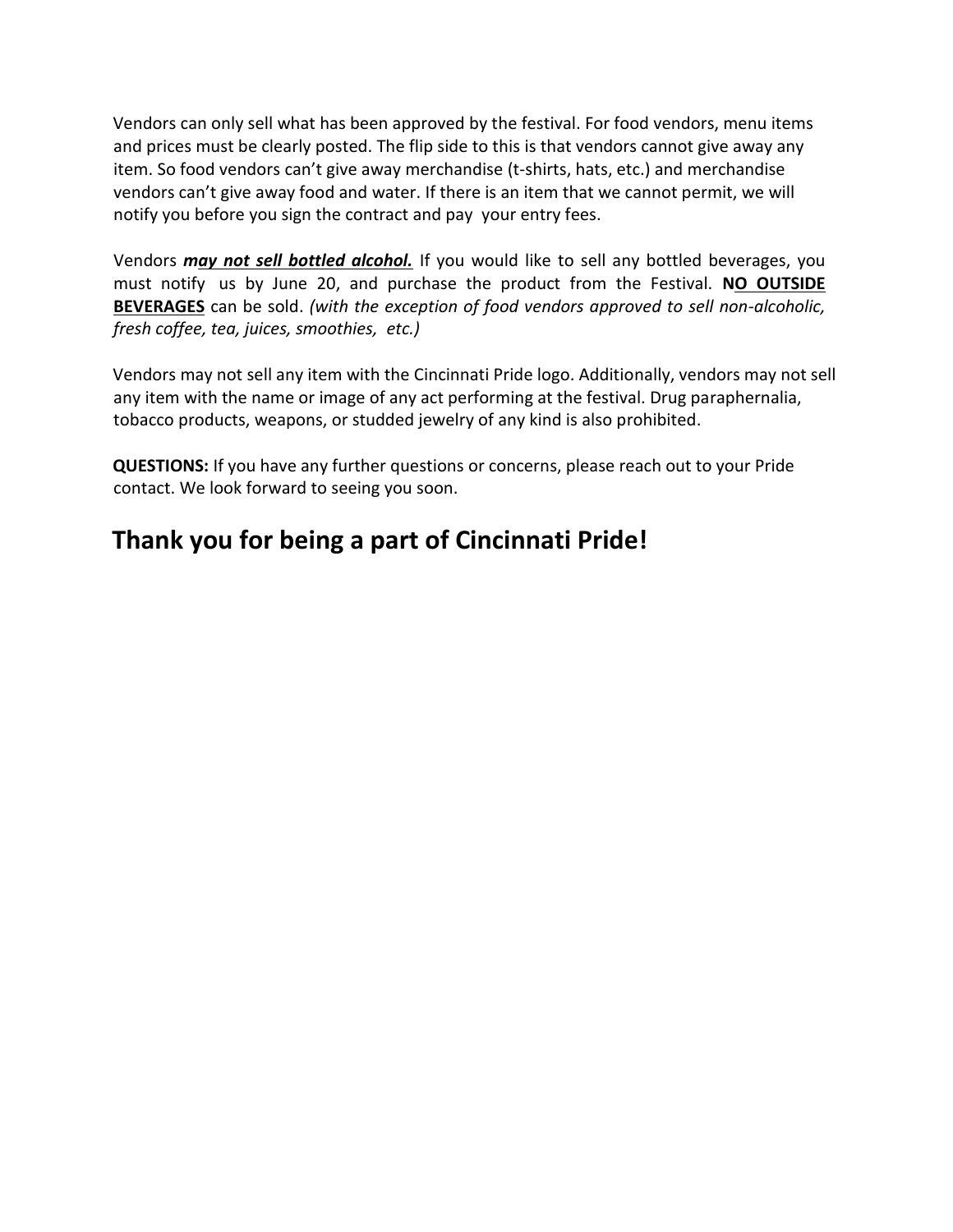Vendors can only sell what has been approved by the festival. For food vendors, menu items and prices must be clearly posted. The flip side to this is that vendors cannot give away any item. So food vendors can't give away merchandise (t-shirts, hats, etc.) and merchandise vendors can't give away food and water. If there is an item that we cannot permit, we will notify you before you sign the contract and pay your entry fees.

Vendors ***may not sell bottled alcohol.*** If you would like to sell any bottled beverages, you must notify us by June 20, and purchase the product from the Festival. **NO OUTSIDE BEVERAGES** can be sold. *(with the exception of food vendors approved to sell non-alcoholic, fresh coffee, tea, juices, smoothies, etc.)*

Vendors may not sell any item with the Cincinnati Pride logo. Additionally, vendors may not sell any item with the name or image of any act performing at the festival. Drug paraphernalia, tobacco products, weapons, or studded jewelry of any kind is also prohibited.

**QUESTIONS:** If you have any further questions or concerns, please reach out to your Pride contact. We look forward to seeing you soon.

## Thank you for being a part of Cincinnati Pride!